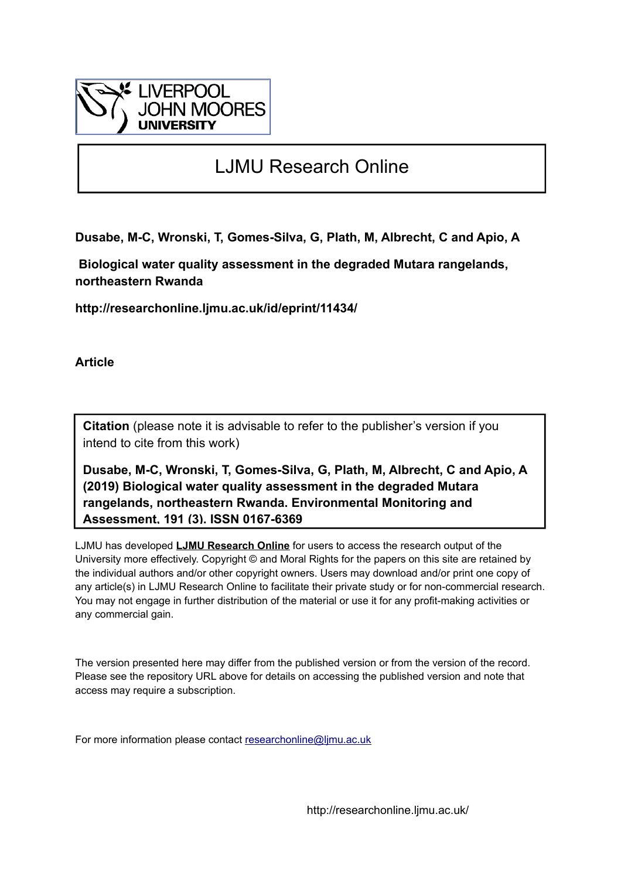LIVERPOOL JOHN MOORES UNIVERSITY

# LJMU Research Online

**Dusabe, M-C, Wronski, T, Gomes-Silva, G, Plath, M, Albrecht, C and Apio, A**

**Biological water quality assessment in the degraded Mutara rangelands, northeastern Rwanda**

**http://researchonline.ljmu.ac.uk/id/eprint/11434/**

**Article**

**Citation** (please note it is advisable to refer to the publisher's version if you intend to cite from this work)

**Dusabe, M-C, Wronski, T, Gomes-Silva, G, Plath, M, Albrecht, C and Apio, A (2019) Biological water quality assessment in the degraded Mutara rangelands, northeastern Rwanda. Environmental Monitoring and Assessment, 191 (3). ISSN 0167-6369**

LJMU has developed **LJMU Research Online** for users to access the research output of the University more effectively. Copyright © and Moral Rights for the papers on this site are retained by the individual authors and/or other copyright owners. Users may download and/or print one copy of any article(s) in LJMU Research Online to facilitate their private study or for non-commercial research. You may not engage in further distribution of the material or use it for any profit-making activities or any commercial gain.

The version presented here may differ from the published version or from the version of the record. Please see the repository URL above for details on accessing the published version and note that access may require a subscription.

For more information please contact researchonline@ljmu.ac.uk

http://researchonline.ljmu.ac.uk/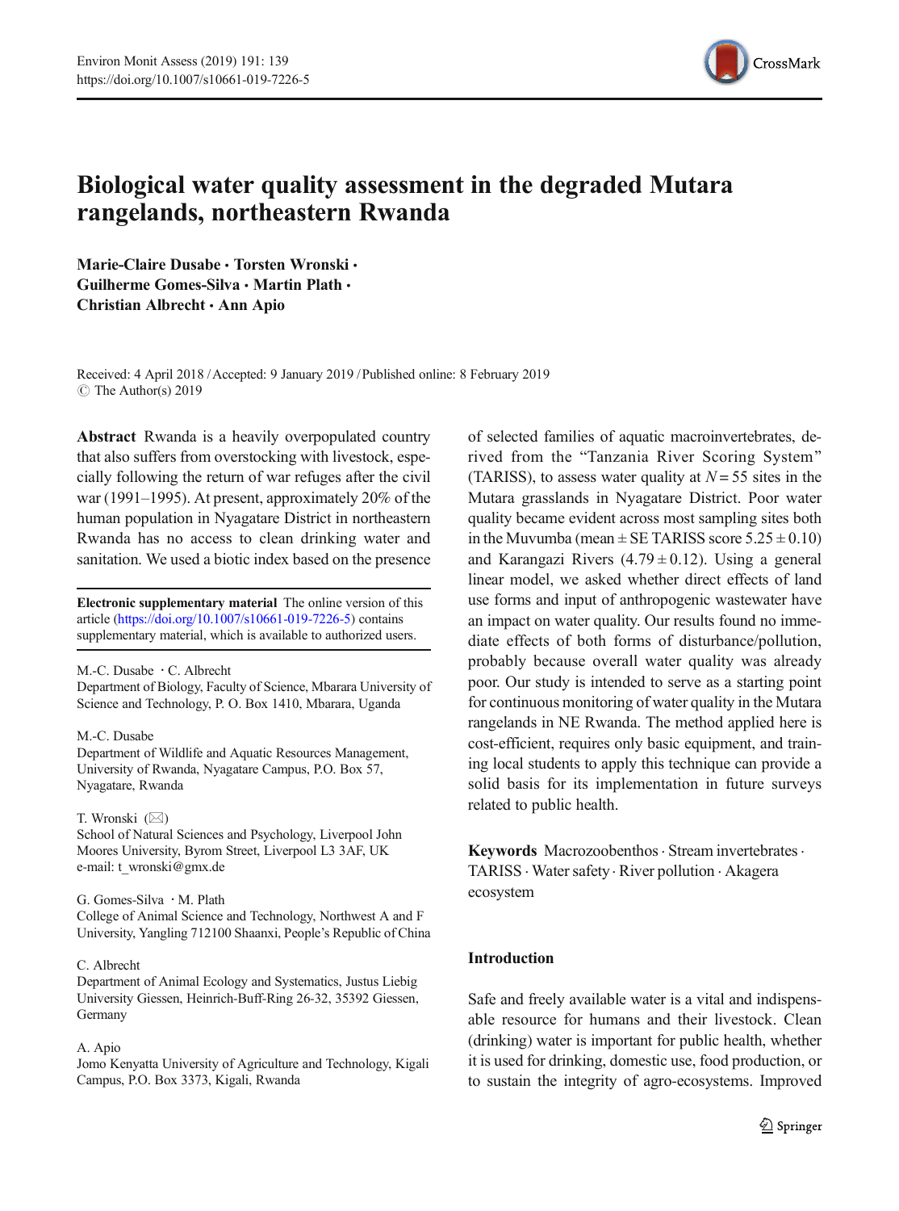# Biological water quality assessment in the degraded Mutara rangelands, northeastern Rwanda

**Marie-Claire Dusabe · Torsten Wronski · Guilherme Gomes-Silva · Martin Plath · Christian Albrecht · Ann Apio**

Received: 4 April 2018 / Accepted: 9 January 2019 / Published online: 8 February 2019
© The Author(s) 2019

**Abstract** Rwanda is a heavily overpopulated country that also suffers from overstocking with livestock, especially following the return of war refuges after the civil war (1991–1995). At present, approximately 20% of the human population in Nyagatare District in northeastern Rwanda has no access to clean drinking water and sanitation. We used a biotic index based on the presence of selected families of aquatic macroinvertebrates, derived from the "Tanzania River Scoring System" (TARISS), to assess water quality at $N = 55$ sites in the Mutara grasslands in Nyagatare District. Poor water quality became evident across most sampling sites both in the Muvumba (mean ± SE TARISS score 5.25 ± 0.10) and Karangazi Rivers (4.79 ± 0.12). Using a general linear model, we asked whether direct effects of land use forms and input of anthropogenic wastewater have an impact on water quality. Our results found no immediate effects of both forms of disturbance/pollution, probably because overall water quality was already poor. Our study is intended to serve as a starting point for continuous monitoring of water quality in the Mutara rangelands in NE Rwanda. The method applied here is cost-efficient, requires only basic equipment, and training local students to apply this technique can provide a solid basis for its implementation in future surveys related to public health.

**Keywords** Macrozoobenthos · Stream invertebrates · TARISS · Water safety · River pollution · Akagera ecosystem

**Electronic supplementary material** The online version of this article (https://doi.org/10.1007/s10661-019-7226-5) contains supplementary material, which is available to authorized users.

M.-C. Dusabe · C. Albrecht
Department of Biology, Faculty of Science, Mbarara University of Science and Technology, P. O. Box 1410, Mbarara, Uganda

M.-C. Dusabe
Department of Wildlife and Aquatic Resources Management, University of Rwanda, Nyagatare Campus, P.O. Box 57, Nyagatare, Rwanda

T. Wronski (✉)
School of Natural Sciences and Psychology, Liverpool John Moores University, Byrom Street, Liverpool L3 3AF, UK
e-mail: t_wronski@gmx.de

G. Gomes-Silva · M. Plath
College of Animal Science and Technology, Northwest A and F University, Yangling 712100 Shaanxi, People's Republic of China

C. Albrecht
Department of Animal Ecology and Systematics, Justus Liebig University Giessen, Heinrich-Buff-Ring 26-32, 35392 Giessen, Germany

A. Apio
Jomo Kenyatta University of Agriculture and Technology, Kigali Campus, P.O. Box 3373, Kigali, Rwanda

## Introduction

Safe and freely available water is a vital and indispensable resource for humans and their livestock. Clean (drinking) water is important for public health, whether it is used for drinking, domestic use, food production, or to sustain the integrity of agro-ecosystems. Improved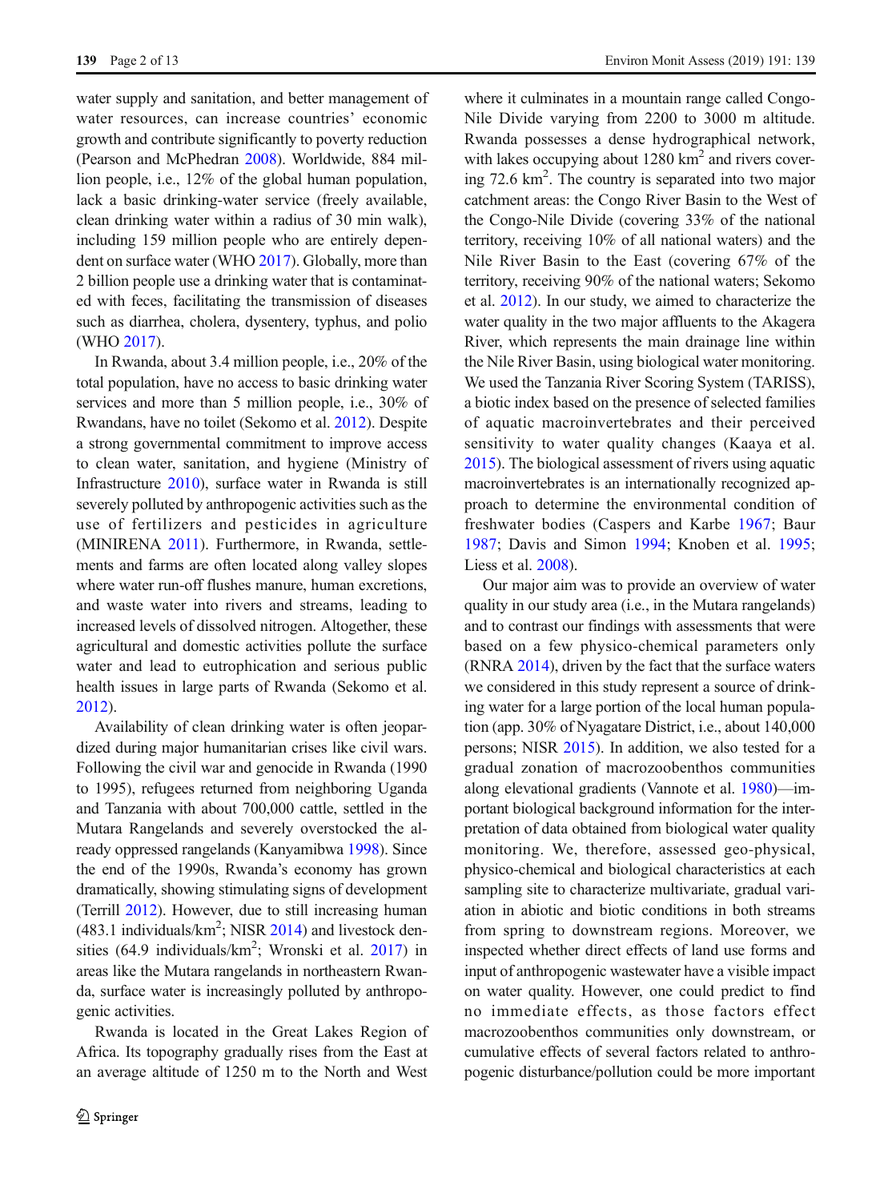water supply and sanitation, and better management of water resources, can increase countries' economic growth and contribute significantly to poverty reduction (Pearson and McPhedran 2008). Worldwide, 884 million people, i.e., 12% of the global human population, lack a basic drinking-water service (freely available, clean drinking water within a radius of 30 min walk), including 159 million people who are entirely dependent on surface water (WHO 2017). Globally, more than 2 billion people use a drinking water that is contaminated with feces, facilitating the transmission of diseases such as diarrhea, cholera, dysentery, typhus, and polio (WHO 2017).

In Rwanda, about 3.4 million people, i.e., 20% of the total population, have no access to basic drinking water services and more than 5 million people, i.e., 30% of Rwandans, have no toilet (Sekomo et al. 2012). Despite a strong governmental commitment to improve access to clean water, sanitation, and hygiene (Ministry of Infrastructure 2010), surface water in Rwanda is still severely polluted by anthropogenic activities such as the use of fertilizers and pesticides in agriculture (MINIRENA 2011). Furthermore, in Rwanda, settlements and farms are often located along valley slopes where water run-off flushes manure, human excretions, and waste water into rivers and streams, leading to increased levels of dissolved nitrogen. Altogether, these agricultural and domestic activities pollute the surface water and lead to eutrophication and serious public health issues in large parts of Rwanda (Sekomo et al. 2012).

Availability of clean drinking water is often jeopardized during major humanitarian crises like civil wars. Following the civil war and genocide in Rwanda (1990 to 1995), refugees returned from neighboring Uganda and Tanzania with about 700,000 cattle, settled in the Mutara Rangelands and severely overstocked the already oppressed rangelands (Kanyamibwa 1998). Since the end of the 1990s, Rwanda's economy has grown dramatically, showing stimulating signs of development (Terrill 2012). However, due to still increasing human (483.1 individuals/km$^2$; NISR 2014) and livestock densities (64.9 individuals/km$^2$; Wronski et al. 2017) in areas like the Mutara rangelands in northeastern Rwanda, surface water is increasingly polluted by anthropogenic activities.

Rwanda is located in the Great Lakes Region of Africa. Its topography gradually rises from the East at an average altitude of 1250 m to the North and West where it culminates in a mountain range called Congo-Nile Divide varying from 2200 to 3000 m altitude. Rwanda possesses a dense hydrographical network, with lakes occupying about 1280 km$^2$ and rivers covering 72.6 km$^2$. The country is separated into two major catchment areas: the Congo River Basin to the West of the Congo-Nile Divide (covering 33% of the national territory, receiving 10% of all national waters) and the Nile River Basin to the East (covering 67% of the territory, receiving 90% of the national waters; Sekomo et al. 2012). In our study, we aimed to characterize the water quality in the two major affluents to the Akagera River, which represents the main drainage line within the Nile River Basin, using biological water monitoring. We used the Tanzania River Scoring System (TARISS), a biotic index based on the presence of selected families of aquatic macroinvertebrates and their perceived sensitivity to water quality changes (Kaaya et al. 2015). The biological assessment of rivers using aquatic macroinvertebrates is an internationally recognized approach to determine the environmental condition of freshwater bodies (Caspers and Karbe 1967; Baur 1987; Davis and Simon 1994; Knoben et al. 1995; Liess et al. 2008).

Our major aim was to provide an overview of water quality in our study area (i.e., in the Mutara rangelands) and to contrast our findings with assessments that were based on a few physico-chemical parameters only (RNRA 2014), driven by the fact that the surface waters we considered in this study represent a source of drinking water for a large portion of the local human population (app. 30% of Nyagatare District, i.e., about 140,000 persons; NISR 2015). In addition, we also tested for a gradual zonation of macrozoobenthos communities along elevational gradients (Vannote et al. 1980)—important biological background information for the interpretation of data obtained from biological water quality monitoring. We, therefore, assessed geo-physical, physico-chemical and biological characteristics at each sampling site to characterize multivariate, gradual variation in abiotic and biotic conditions in both streams from spring to downstream regions. Moreover, we inspected whether direct effects of land use forms and input of anthropogenic wastewater have a visible impact on water quality. However, one could predict to find no immediate effects, as those factors effect macrozoobenthos communities only downstream, or cumulative effects of several factors related to anthropogenic disturbance/pollution could be more important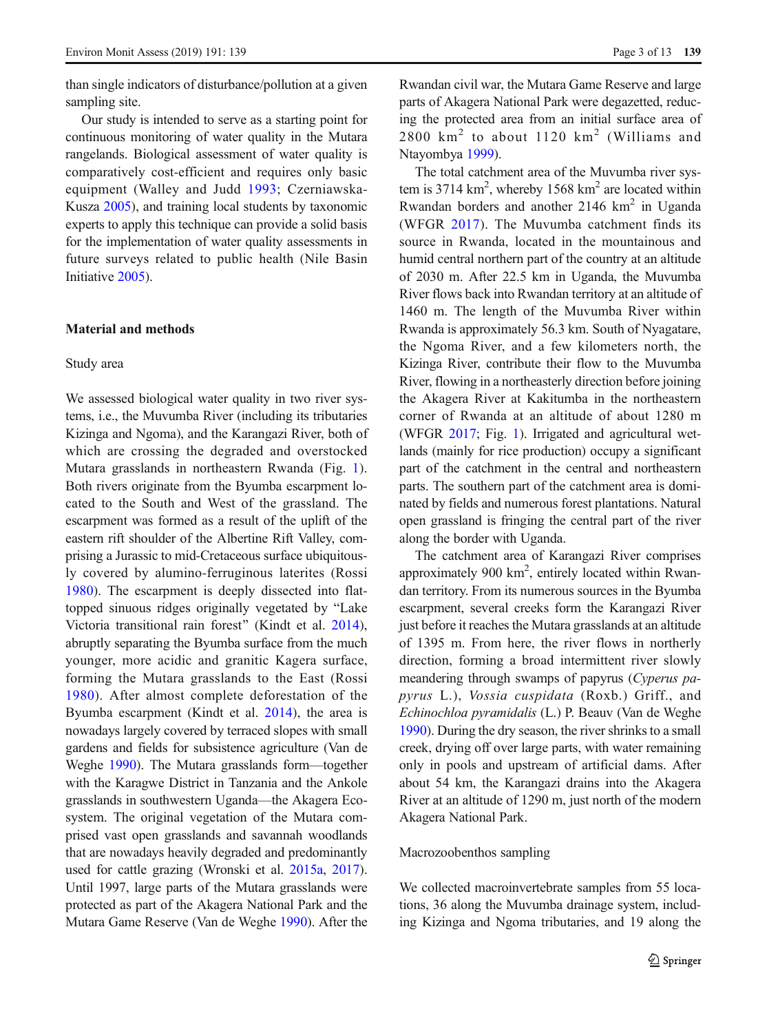than single indicators of disturbance/pollution at a given sampling site.

Our study is intended to serve as a starting point for continuous monitoring of water quality in the Mutara rangelands. Biological assessment of water quality is comparatively cost-efficient and requires only basic equipment (Walley and Judd 1993; Czerniawska-Kusza 2005), and training local students by taxonomic experts to apply this technique can provide a solid basis for the implementation of water quality assessments in future surveys related to public health (Nile Basin Initiative 2005).

## Material and methods

### Study area

We assessed biological water quality in two river systems, i.e., the Muvumba River (including its tributaries Kizinga and Ngoma), and the Karangazi River, both of which are crossing the degraded and overstocked Mutara grasslands in northeastern Rwanda (Fig. 1). Both rivers originate from the Byumba escarpment located to the South and West of the grassland. The escarpment was formed as a result of the uplift of the eastern rift shoulder of the Albertine Rift Valley, comprising a Jurassic to mid-Cretaceous surface ubiquitously covered by alumino-ferruginous laterites (Rossi 1980). The escarpment is deeply dissected into flat-topped sinuous ridges originally vegetated by "Lake Victoria transitional rain forest" (Kindt et al. 2014), abruptly separating the Byumba surface from the much younger, more acidic and granitic Kagera surface, forming the Mutara grasslands to the East (Rossi 1980). After almost complete deforestation of the Byumba escarpment (Kindt et al. 2014), the area is nowadays largely covered by terraced slopes with small gardens and fields for subsistence agriculture (Van de Weghe 1990). The Mutara grasslands form—together with the Karagwe District in Tanzania and the Ankole grasslands in southwestern Uganda—the Akagera Ecosystem. The original vegetation of the Mutara comprised vast open grasslands and savannah woodlands that are nowadays heavily degraded and predominantly used for cattle grazing (Wronski et al. 2015a, 2017). Until 1997, large parts of the Mutara grasslands were protected as part of the Akagera National Park and the Mutara Game Reserve (Van de Weghe 1990). After the Rwandan civil war, the Mutara Game Reserve and large parts of Akagera National Park were degazetted, reducing the protected area from an initial surface area of 2800 km$^2$ to about 1120 km$^2$ (Williams and Ntayombya 1999).

The total catchment area of the Muvumba river system is 3714 km$^2$, whereby 1568 km$^2$ are located within Rwandan borders and another 2146 km$^2$ in Uganda (WFGR 2017). The Muvumba catchment finds its source in Rwanda, located in the mountainous and humid central northern part of the country at an altitude of 2030 m. After 22.5 km in Uganda, the Muvumba River flows back into Rwandan territory at an altitude of 1460 m. The length of the Muvumba River within Rwanda is approximately 56.3 km. South of Nyagatare, the Ngoma River, and a few kilometers north, the Kizinga River, contribute their flow to the Muvumba River, flowing in a northeasterly direction before joining the Akagera River at Kakitumba in the northeastern corner of Rwanda at an altitude of about 1280 m (WFGR 2017; Fig. 1). Irrigated and agricultural wetlands (mainly for rice production) occupy a significant part of the catchment in the central and northeastern parts. The southern part of the catchment area is dominated by fields and numerous forest plantations. Natural open grassland is fringing the central part of the river along the border with Uganda.

The catchment area of Karangazi River comprises approximately 900 km$^2$, entirely located within Rwandan territory. From its numerous sources in the Byumba escarpment, several creeks form the Karangazi River just before it reaches the Mutara grasslands at an altitude of 1395 m. From here, the river flows in northerly direction, forming a broad intermittent river slowly meandering through swamps of papyrus (*Cyperus papyrus* L.), *Vossia cuspidata* (Roxb.) Griff., and *Echinochloa pyramidalis* (L.) P. Beauv (Van de Weghe 1990). During the dry season, the river shrinks to a small creek, drying off over large parts, with water remaining only in pools and upstream of artificial dams. After about 54 km, the Karangazi drains into the Akagera River at an altitude of 1290 m, just north of the modern Akagera National Park.

### Macrozoobenthos sampling

We collected macroinvertebrate samples from 55 locations, 36 along the Muvumba drainage system, including Kizinga and Ngoma tributaries, and 19 along the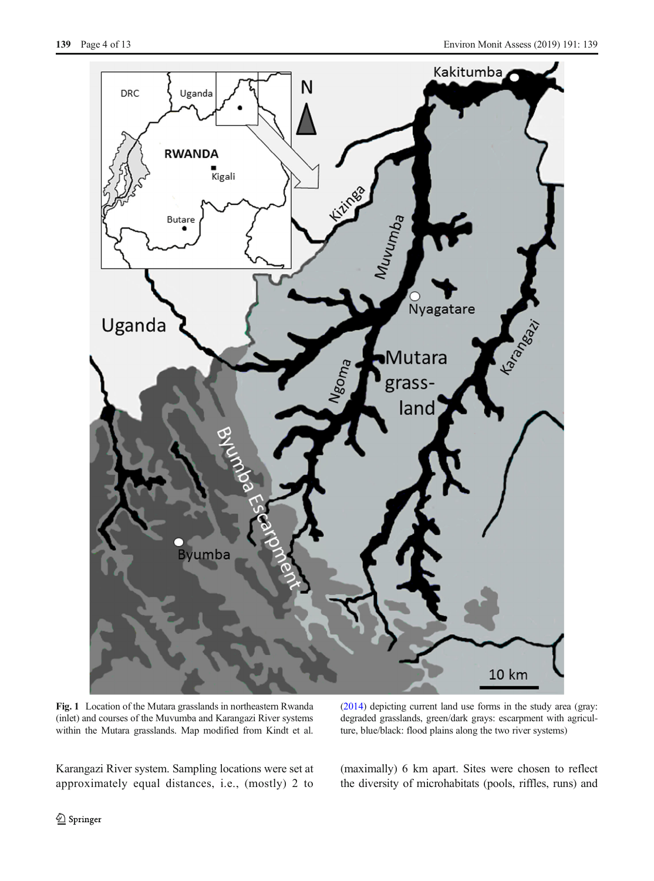Fig. 1 Location of the Mutara grasslands in northeastern Rwanda (inlet) and courses of the Muvumba and Karangazi River systems within the Mutara grasslands. Map modified from Kindt et al. (2014) depicting current land use forms in the study area (gray: degraded grasslands, green/dark grays: escarpment with agriculture, blue/black: flood plains along the two river systems)

Karangazi River system. Sampling locations were set at approximately equal distances, i.e., (mostly) 2 to (maximally) 6 km apart. Sites were chosen to reflect the diversity of microhabitats (pools, riffles, runs) and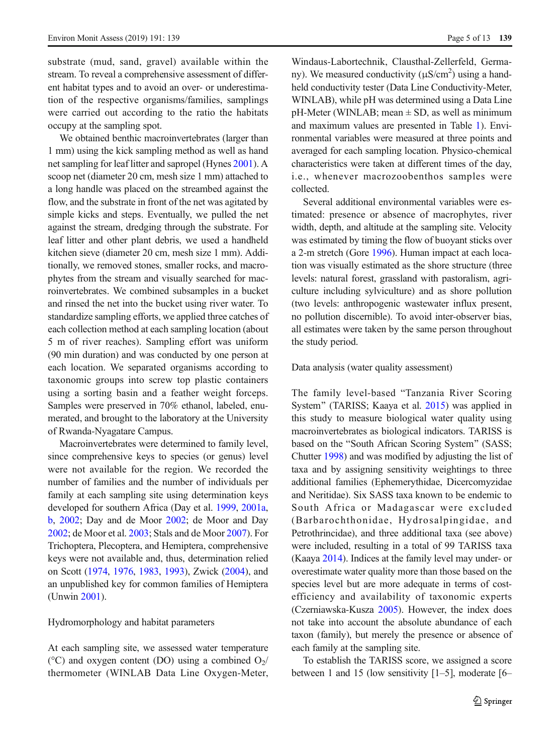substrate (mud, sand, gravel) available within the stream. To reveal a comprehensive assessment of different habitat types and to avoid an over- or underestimation of the respective organisms/families, samplings were carried out according to the ratio the habitats occupy at the sampling spot.

We obtained benthic macroinvertebrates (larger than 1 mm) using the kick sampling method as well as hand net sampling for leaf litter and sapropel (Hynes 2001). A scoop net (diameter 20 cm, mesh size 1 mm) attached to a long handle was placed on the streambed against the flow, and the substrate in front of the net was agitated by simple kicks and steps. Eventually, we pulled the net against the stream, dredging through the substrate. For leaf litter and other plant debris, we used a handheld kitchen sieve (diameter 20 cm, mesh size 1 mm). Additionally, we removed stones, smaller rocks, and macrophytes from the stream and visually searched for macroinvertebrates. We combined subsamples in a bucket and rinsed the net into the bucket using river water. To standardize sampling efforts, we applied three catches of each collection method at each sampling location (about 5 m of river reaches). Sampling effort was uniform (90 min duration) and was conducted by one person at each location. We separated organisms according to taxonomic groups into screw top plastic containers using a sorting basin and a feather weight forceps. Samples were preserved in 70% ethanol, labeled, enumerated, and brought to the laboratory at the University of Rwanda-Nyagatare Campus.

Macroinvertebrates were determined to family level, since comprehensive keys to species (or genus) level were not available for the region. We recorded the number of families and the number of individuals per family at each sampling site using determination keys developed for southern Africa (Day et al. 1999, 2001a, b, 2002; Day and de Moor 2002; de Moor and Day 2002; de Moor et al. 2003; Stals and de Moor 2007). For Trichoptera, Plecoptera, and Hemiptera, comprehensive keys were not available and, thus, determination relied on Scott (1974, 1976, 1983, 1993), Zwick (2004), and an unpublished key for common families of Hemiptera (Unwin 2001).

### Hydromorphology and habitat parameters

At each sampling site, we assessed water temperature (°C) and oxygen content (DO) using a combined $O_2$/thermometer (WINLAB Data Line Oxygen-Meter, Windaus-Labortechnik, Clausthal-Zellerfeld, Germany). We measured conductivity (µS/cm$^2$) using a handheld conductivity tester (Data Line Conductivity-Meter, WINLAB), while pH was determined using a Data Line pH-Meter (WINLAB; mean ± SD, as well as minimum and maximum values are presented in Table 1). Environmental variables were measured at three points and averaged for each sampling location. Physico-chemical characteristics were taken at different times of the day, i.e., whenever macrozoobenthos samples were collected.

Several additional environmental variables were estimated: presence or absence of macrophytes, river width, depth, and altitude at the sampling site. Velocity was estimated by timing the flow of buoyant sticks over a 2-m stretch (Gore 1996). Human impact at each location was visually estimated as the shore structure (three levels: natural forest, grassland with pastoralism, agriculture including sylviculture) and as shore pollution (two levels: anthropogenic wastewater influx present, no pollution discernible). To avoid inter-observer bias, all estimates were taken by the same person throughout the study period.

### Data analysis (water quality assessment)

The family level-based "Tanzania River Scoring System" (TARISS; Kaaya et al. 2015) was applied in this study to measure biological water quality using macroinvertebrates as biological indicators. TARISS is based on the "South African Scoring System" (SASS; Chutter 1998) and was modified by adjusting the list of taxa and by assigning sensitivity weightings to three additional families (Ephemerythidae, Dicercomyzidae and Neritidae). Six SASS taxa known to be endemic to South Africa or Madagascar were excluded (Barbarochthonidae, Hydrosalpingidae, and Petrothrincidae), and three additional taxa (see above) were included, resulting in a total of 99 TARISS taxa (Kaaya 2014). Indices at the family level may under- or overestimate water quality more than those based on the species level but are more adequate in terms of cost-efficiency and availability of taxonomic experts (Czerniawska-Kusza 2005). However, the index does not take into account the absolute abundance of each taxon (family), but merely the presence or absence of each family at the sampling site.

To establish the TARISS score, we assigned a score between 1 and 15 (low sensitivity [1–5], moderate [6–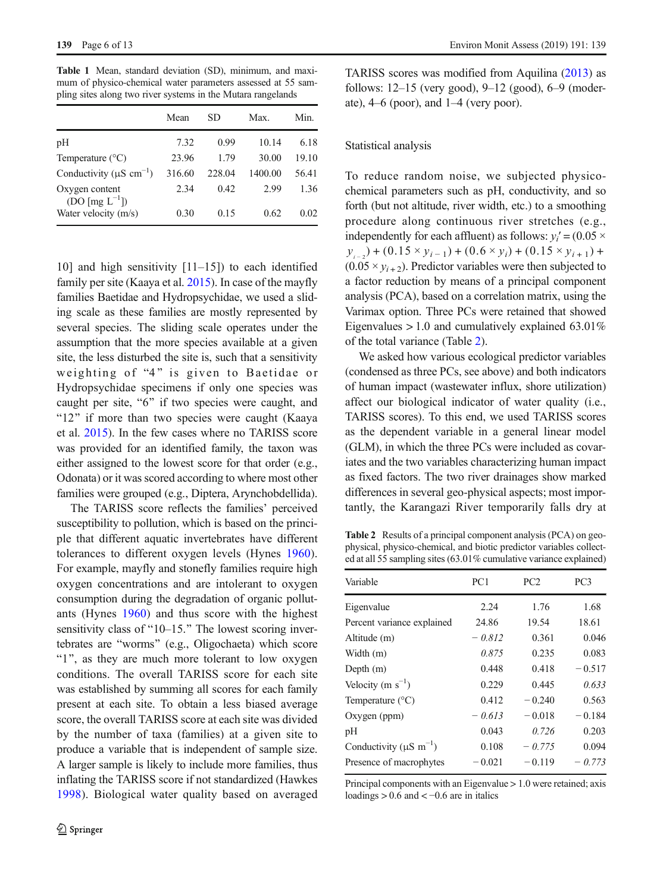**Table 1** Mean, standard deviation (SD), minimum, and maximum of physico-chemical water parameters assessed at 55 sampling sites along two river systems in the Mutara rangelands

| | Mean | SD | Max. | Min. |
|---|---|---|---|---|
| pH | 7.32 | 0.99 | 10.14 | 6.18 |
| Temperature (°C) | 23.96 | 1.79 | 30.00 | 19.10 |
| Conductivity (µS cm$^{-1}$) | 316.60 | 228.04 | 1400.00 | 56.41 |
| Oxygen content (DO [mg L$^{-1}$]) | 2.34 | 0.42 | 2.99 | 1.36 |
| Water velocity (m/s) | 0.30 | 0.15 | 0.62 | 0.02 |

10] and high sensitivity [11–15]) to each identified family per site (Kaaya et al. 2015). In case of the mayfly families Baetidae and Hydropsychidae, we used a sliding scale as these families are mostly represented by several species. The sliding scale operates under the assumption that the more species available at a given site, the less disturbed the site is, such that a sensitivity weighting of "4" is given to Baetidae or Hydropsychidae specimens if only one species was caught per site, "6" if two species were caught, and "12" if more than two species were caught (Kaaya et al. 2015). In the few cases where no TARISS score was provided for an identified family, the taxon was either assigned to the lowest score for that order (e.g., Odonata) or it was scored according to where most other families were grouped (e.g., Diptera, Arynchobdellida).

The TARISS score reflects the families' perceived susceptibility to pollution, which is based on the principle that different aquatic invertebrates have different tolerances to different oxygen levels (Hynes 1960). For example, mayfly and stonefly families require high oxygen concentrations and are intolerant to oxygen consumption during the degradation of organic pollutants (Hynes 1960) and thus score with the highest sensitivity class of "10–15." The lowest scoring invertebrates are "worms" (e.g., Oligochaeta) which score "1", as they are much more tolerant to low oxygen conditions. The overall TARISS score for each site was established by summing all scores for each family present at each site. To obtain a less biased average score, the overall TARISS score at each site was divided by the number of taxa (families) at a given site to produce a variable that is independent of sample size. A larger sample is likely to include more families, thus inflating the TARISS score if not standardized (Hawkes 1998). Biological water quality based on averaged TARISS scores was modified from Aquilina (2013) as follows: 12–15 (very good), 9–12 (good), 6–9 (moderate), 4–6 (poor), and 1–4 (very poor).

## Statistical analysis

To reduce random noise, we subjected physico-chemical parameters such as pH, conductivity, and so forth (but not altitude, river width, etc.) to a smoothing procedure along continuous river stretches (e.g., independently for each affluent) as follows: $y_i' = (0.05 \times y_{i-2}) + (0.15 \times y_{i-1}) + (0.6 \times y_i) + (0.15 \times y_{i+1}) + (0.05 \times y_{i+2})$. Predictor variables were then subjected to a factor reduction by means of a principal component analysis (PCA), based on a correlation matrix, using the Varimax option. Three PCs were retained that showed Eigenvalues > 1.0 and cumulatively explained 63.01% of the total variance (Table 2).

We asked how various ecological predictor variables (condensed as three PCs, see above) and both indicators of human impact (wastewater influx, shore utilization) affect our biological indicator of water quality (i.e., TARISS scores). To this end, we used TARISS scores as the dependent variable in a general linear model (GLM), in which the three PCs were included as covariates and the two variables characterizing human impact as fixed factors. The two river drainages show marked differences in several geo-physical aspects; most importantly, the Karangazi River temporarily falls dry at

**Table 2** Results of a principal component analysis (PCA) on geo-physical, physico-chemical, and biotic predictor variables collected at all 55 sampling sites (63.01% cumulative variance explained)

| Variable | PC1 | PC2 | PC3 |
|---|---|---|---|
| Eigenvalue | 2.24 | 1.76 | 1.68 |
| Percent variance explained | 24.86 | 19.54 | 18.61 |
| Altitude (m) | *− 0.812* | 0.361 | 0.046 |
| Width (m) | *0.875* | 0.235 | 0.083 |
| Depth (m) | 0.448 | 0.418 | − 0.517 |
| Velocity (m s$^{-1}$) | 0.229 | 0.445 | *0.633* |
| Temperature (°C) | 0.412 | − 0.240 | 0.563 |
| Oxygen (ppm) | *− 0.613* | − 0.018 | − 0.184 |
| pH | 0.043 | *0.726* | 0.203 |
| Conductivity (µS m$^{-1}$) | 0.108 | *− 0.775* | 0.094 |
| Presence of macrophytes | − 0.021 | − 0.119 | *− 0.773* |

Principal components with an Eigenvalue > 1.0 were retained; axis loadings > 0.6 and < −0.6 are in italics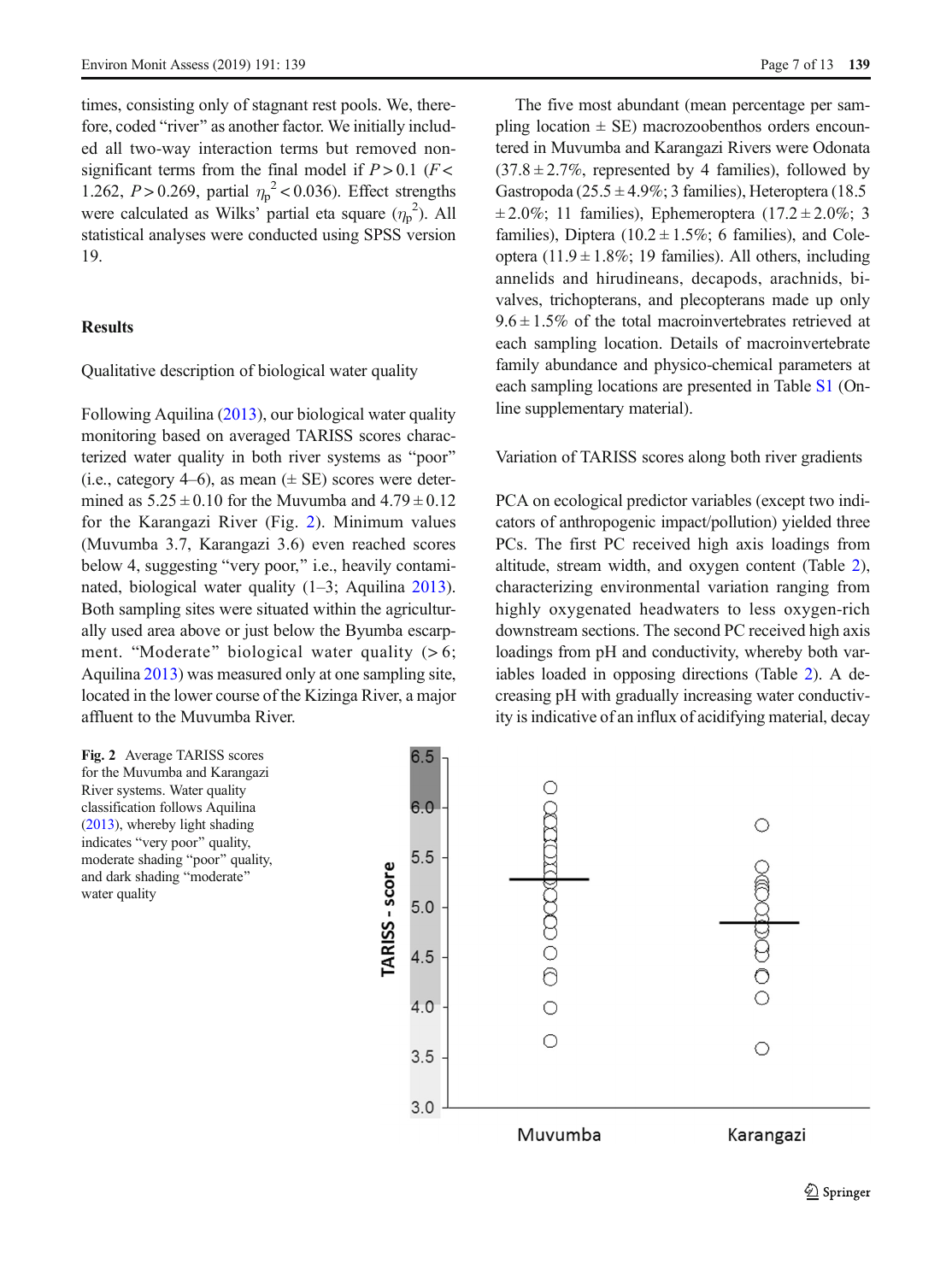times, consisting only of stagnant rest pools. We, therefore, coded "river" as another factor. We initially included all two-way interaction terms but removed non-significant terms from the final model if $P > 0.1$ ($F < 1.262$, $P > 0.269$, partial $\eta_p^2 < 0.036$). Effect strengths were calculated as Wilks' partial eta square ($\eta_p^2$). All statistical analyses were conducted using SPSS version 19.

## Results

### Qualitative description of biological water quality

Following Aquilina (2013), our biological water quality monitoring based on averaged TARISS scores characterized water quality in both river systems as "poor" (i.e., category 4–6), as mean (± SE) scores were determined as 5.25 ± 0.10 for the Muvumba and 4.79 ± 0.12 for the Karangazi River (Fig. 2). Minimum values (Muvumba 3.7, Karangazi 3.6) even reached scores below 4, suggesting "very poor," i.e., heavily contaminated, biological water quality (1–3; Aquilina 2013). Both sampling sites were situated within the agriculturally used area above or just below the Byumba escarpment. "Moderate" biological water quality (> 6; Aquilina 2013) was measured only at one sampling site, located in the lower course of the Kizinga River, a major affluent to the Muvumba River.

**Fig. 2** Average TARISS scores for the Muvumba and Karangazi River systems. Water quality classification follows Aquilina (2013), whereby light shading indicates "very poor" quality, moderate shading "poor" quality, and dark shading "moderate" water quality

The five most abundant (mean percentage per sampling location ± SE) macrozoobenthos orders encountered in Muvumba and Karangazi Rivers were Odonata (37.8 ± 2.7%, represented by 4 families), followed by Gastropoda (25.5 ± 4.9%; 3 families), Heteroptera (18.5 ± 2.0%; 11 families), Ephemeroptera (17.2 ± 2.0%; 3 families), Diptera (10.2 ± 1.5%; 6 families), and Coleoptera (11.9 ± 1.8%; 19 families). All others, including annelids and hirudineans, decapods, arachnids, bivalves, trichopterans, and plecopterans made up only 9.6 ± 1.5% of the total macroinvertebrates retrieved at each sampling location. Details of macroinvertebrate family abundance and physico-chemical parameters at each sampling locations are presented in Table S1 (Online supplementary material).

### Variation of TARISS scores along both river gradients

PCA on ecological predictor variables (except two indicators of anthropogenic impact/pollution) yielded three PCs. The first PC received high axis loadings from altitude, stream width, and oxygen content (Table 2), characterizing environmental variation ranging from highly oxygenated headwaters to less oxygen-rich downstream sections. The second PC received high axis loadings from pH and conductivity, whereby both variables loaded in opposing directions (Table 2). A decreasing pH with gradually increasing water conductivity is indicative of an influx of acidifying material, decay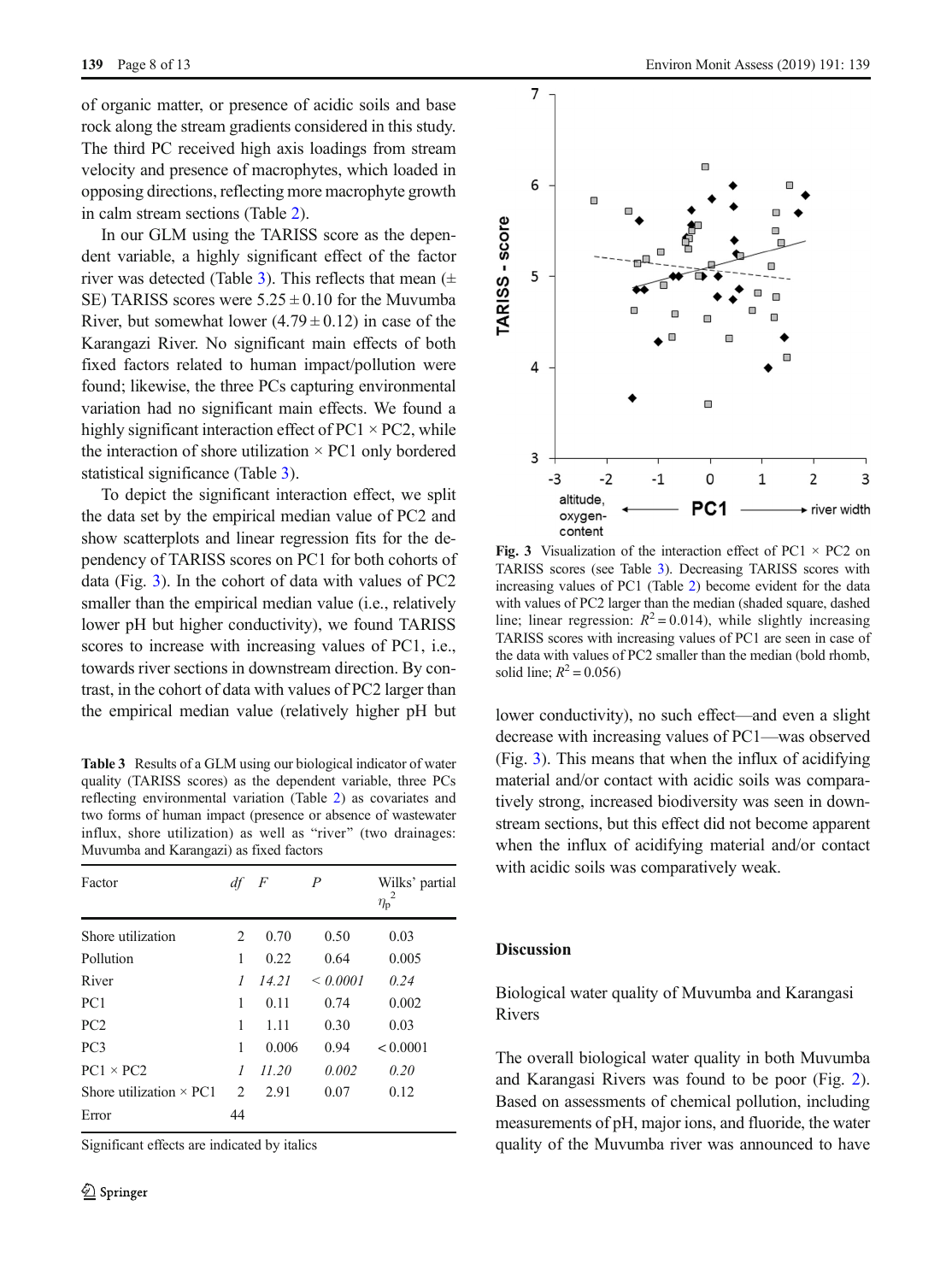of organic matter, or presence of acidic soils and base rock along the stream gradients considered in this study. The third PC received high axis loadings from stream velocity and presence of macrophytes, which loaded in opposing directions, reflecting more macrophyte growth in calm stream sections (Table 2).

In our GLM using the TARISS score as the dependent variable, a highly significant effect of the factor river was detected (Table 3). This reflects that mean (± SE) TARISS scores were $5.25 \pm 0.10$ for the Muvumba River, but somewhat lower ($4.79 \pm 0.12$) in case of the Karangazi River. No significant main effects of both fixed factors related to human impact/pollution were found; likewise, the three PCs capturing environmental variation had no significant main effects. We found a highly significant interaction effect of PC1 × PC2, while the interaction of shore utilization × PC1 only bordered statistical significance (Table 3).

To depict the significant interaction effect, we split the data set by the empirical median value of PC2 and show scatterplots and linear regression fits for the dependency of TARISS scores on PC1 for both cohorts of data (Fig. 3). In the cohort of data with values of PC2 smaller than the empirical median value (i.e., relatively lower pH but higher conductivity), we found TARISS scores to increase with increasing values of PC1, i.e., towards river sections in downstream direction. By contrast, in the cohort of data with values of PC2 larger than the empirical median value (relatively higher pH but lower conductivity), no such effect—and even a slight decrease with increasing values of PC1—was observed (Fig. 3). This means that when the influx of acidifying material and/or contact with acidic soils was comparatively strong, increased biodiversity was seen in downstream sections, but this effect did not become apparent when the influx of acidifying material and/or contact with acidic soils was comparatively weak.

**Table 3** Results of a GLM using our biological indicator of water quality (TARISS scores) as the dependent variable, three PCs reflecting environmental variation (Table 2) as covariates and two forms of human impact (presence or absence of wastewater influx, shore utilization) as well as "river" (two drainages: Muvumba and Karangazi) as fixed factors

| Factor | *df* | *F* | *P* | Wilks' partial $\eta_p^2$ |
|---|---|---|---|---|
| Shore utilization | 2 | 0.70 | 0.50 | 0.03 |
| Pollution | 1 | 0.22 | 0.64 | 0.005 |
| *River* | *1* | *14.21* | *< 0.0001* | *0.24* |
| PC1 | 1 | 0.11 | 0.74 | 0.002 |
| PC2 | 1 | 1.11 | 0.30 | 0.03 |
| PC3 | 1 | 0.006 | 0.94 | < 0.0001 |
| *PC1 × PC2* | *1* | *11.20* | *0.002* | *0.20* |
| Shore utilization × PC1 | 2 | 2.91 | 0.07 | 0.12 |
| Error | 44 | | | |

Significant effects are indicated by italics

**Fig. 3** Visualization of the interaction effect of PC1 × PC2 on TARISS scores (see Table 3). Decreasing TARISS scores with increasing values of PC1 (Table 2) become evident for the data with values of PC2 larger than the median (shaded square, dashed line; linear regression: $R^2 = 0.014$), while slightly increasing TARISS scores with increasing values of PC1 are seen in case of the data with values of PC2 smaller than the median (bold rhomb, solid line; $R^2 = 0.056$)

## Discussion

### Biological water quality of Muvumba and Karangasi Rivers

The overall biological water quality in both Muvumba and Karangasi Rivers was found to be poor (Fig. 2). Based on assessments of chemical pollution, including measurements of pH, major ions, and fluoride, the water quality of the Muvumba river was announced to have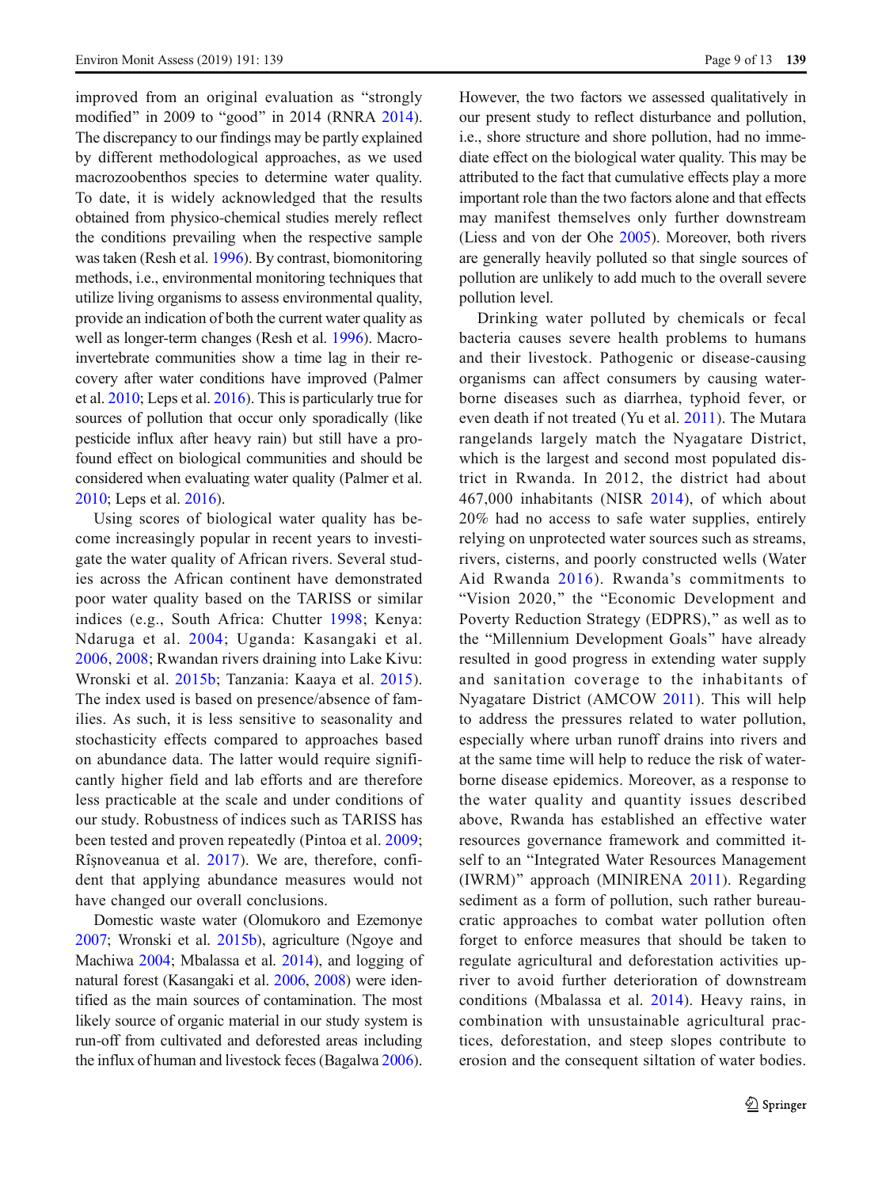improved from an original evaluation as "strongly modified" in 2009 to "good" in 2014 (RNRA 2014). The discrepancy to our findings may be partly explained by different methodological approaches, as we used macrozoobenthos species to determine water quality. To date, it is widely acknowledged that the results obtained from physico-chemical studies merely reflect the conditions prevailing when the respective sample was taken (Resh et al. 1996). By contrast, biomonitoring methods, i.e., environmental monitoring techniques that utilize living organisms to assess environmental quality, provide an indication of both the current water quality as well as longer-term changes (Resh et al. 1996). Macroinvertebrate communities show a time lag in their recovery after water conditions have improved (Palmer et al. 2010; Leps et al. 2016). This is particularly true for sources of pollution that occur only sporadically (like pesticide influx after heavy rain) but still have a profound effect on biological communities and should be considered when evaluating water quality (Palmer et al. 2010; Leps et al. 2016).

Using scores of biological water quality has become increasingly popular in recent years to investigate the water quality of African rivers. Several studies across the African continent have demonstrated poor water quality based on the TARISS or similar indices (e.g., South Africa: Chutter 1998; Kenya: Ndaruga et al. 2004; Uganda: Kasangaki et al. 2006, 2008; Rwandan rivers draining into Lake Kivu: Wronski et al. 2015b; Tanzania: Kaaya et al. 2015). The index used is based on presence/absence of families. As such, it is less sensitive to seasonality and stochasticity effects compared to approaches based on abundance data. The latter would require significantly higher field and lab efforts and are therefore less practicable at the scale and under conditions of our study. Robustness of indices such as TARISS has been tested and proven repeatedly (Pintoa et al. 2009; Rîşnoveanua et al. 2017). We are, therefore, confident that applying abundance measures would not have changed our overall conclusions.

Domestic waste water (Olomukoro and Ezemonye 2007; Wronski et al. 2015b), agriculture (Ngoye and Machiwa 2004; Mbalassa et al. 2014), and logging of natural forest (Kasangaki et al. 2006, 2008) were identified as the main sources of contamination. The most likely source of organic material in our study system is run-off from cultivated and deforested areas including the influx of human and livestock feces (Bagalwa 2006). However, the two factors we assessed qualitatively in our present study to reflect disturbance and pollution, i.e., shore structure and shore pollution, had no immediate effect on the biological water quality. This may be attributed to the fact that cumulative effects play a more important role than the two factors alone and that effects may manifest themselves only further downstream (Liess and von der Ohe 2005). Moreover, both rivers are generally heavily polluted so that single sources of pollution are unlikely to add much to the overall severe pollution level.

Drinking water polluted by chemicals or fecal bacteria causes severe health problems to humans and their livestock. Pathogenic or disease-causing organisms can affect consumers by causing waterborne diseases such as diarrhea, typhoid fever, or even death if not treated (Yu et al. 2011). The Mutara rangelands largely match the Nyagatare District, which is the largest and second most populated district in Rwanda. In 2012, the district had about 467,000 inhabitants (NISR 2014), of which about 20% had no access to safe water supplies, entirely relying on unprotected water sources such as streams, rivers, cisterns, and poorly constructed wells (Water Aid Rwanda 2016). Rwanda's commitments to "Vision 2020," the "Economic Development and Poverty Reduction Strategy (EDPRS)," as well as to the "Millennium Development Goals" have already resulted in good progress in extending water supply and sanitation coverage to the inhabitants of Nyagatare District (AMCOW 2011). This will help to address the pressures related to water pollution, especially where urban runoff drains into rivers and at the same time will help to reduce the risk of waterborne disease epidemics. Moreover, as a response to the water quality and quantity issues described above, Rwanda has established an effective water resources governance framework and committed itself to an "Integrated Water Resources Management (IWRM)" approach (MINIRENA 2011). Regarding sediment as a form of pollution, such rather bureaucratic approaches to combat water pollution often forget to enforce measures that should be taken to regulate agricultural and deforestation activities upriver to avoid further deterioration of downstream conditions (Mbalassa et al. 2014). Heavy rains, in combination with unsustainable agricultural practices, deforestation, and steep slopes contribute to erosion and the consequent siltation of water bodies.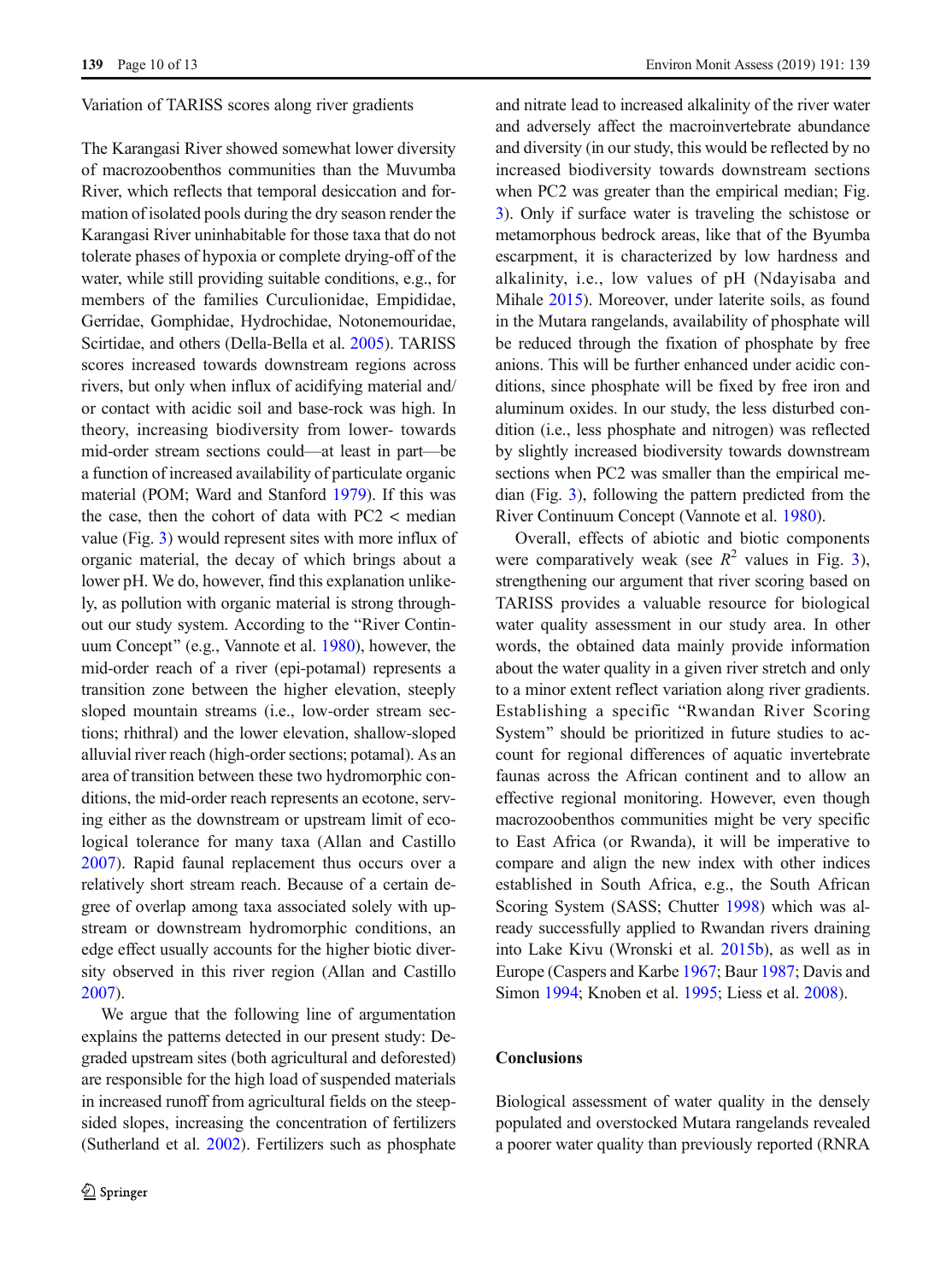Variation of TARISS scores along river gradients

The Karangasi River showed somewhat lower diversity of macrozoobenthos communities than the Muvumba River, which reflects that temporal desiccation and formation of isolated pools during the dry season render the Karangasi River uninhabitable for those taxa that do not tolerate phases of hypoxia or complete drying-off of the water, while still providing suitable conditions, e.g., for members of the families Curculionidae, Empididae, Gerridae, Gomphidae, Hydrochidae, Notonemouridae, Scirtidae, and others (Della-Bella et al. 2005). TARISS scores increased towards downstream regions across rivers, but only when influx of acidifying material and/or contact with acidic soil and base-rock was high. In theory, increasing biodiversity from lower- towards mid-order stream sections could—at least in part—be a function of increased availability of particulate organic material (POM; Ward and Stanford 1979). If this was the case, then the cohort of data with PC2 < median value (Fig. 3) would represent sites with more influx of organic material, the decay of which brings about a lower pH. We do, however, find this explanation unlikely, as pollution with organic material is strong throughout our study system. According to the "River Continuum Concept" (e.g., Vannote et al. 1980), however, the mid-order reach of a river (epi-potamal) represents a transition zone between the higher elevation, steeply sloped mountain streams (i.e., low-order stream sections; rhithral) and the lower elevation, shallow-sloped alluvial river reach (high-order sections; potamal). As an area of transition between these two hydromorphic conditions, the mid-order reach represents an ecotone, serving either as the downstream or upstream limit of ecological tolerance for many taxa (Allan and Castillo 2007). Rapid faunal replacement thus occurs over a relatively short stream reach. Because of a certain degree of overlap among taxa associated solely with upstream or downstream hydromorphic conditions, an edge effect usually accounts for the higher biotic diversity observed in this river region (Allan and Castillo 2007).

We argue that the following line of argumentation explains the patterns detected in our present study: Degraded upstream sites (both agricultural and deforested) are responsible for the high load of suspended materials in increased runoff from agricultural fields on the steep-sided slopes, increasing the concentration of fertilizers (Sutherland et al. 2002). Fertilizers such as phosphate and nitrate lead to increased alkalinity of the river water and adversely affect the macroinvertebrate abundance and diversity (in our study, this would be reflected by no increased biodiversity towards downstream sections when PC2 was greater than the empirical median; Fig. 3). Only if surface water is traveling the schistose or metamorphous bedrock areas, like that of the Byumba escarpment, it is characterized by low hardness and alkalinity, i.e., low values of pH (Ndayisaba and Mihale 2015). Moreover, under laterite soils, as found in the Mutara rangelands, availability of phosphate will be reduced through the fixation of phosphate by free anions. This will be further enhanced under acidic conditions, since phosphate will be fixed by free iron and aluminum oxides. In our study, the less disturbed condition (i.e., less phosphate and nitrogen) was reflected by slightly increased biodiversity towards downstream sections when PC2 was smaller than the empirical median (Fig. 3), following the pattern predicted from the River Continuum Concept (Vannote et al. 1980).

Overall, effects of abiotic and biotic components were comparatively weak (see $R^2$ values in Fig. 3), strengthening our argument that river scoring based on TARISS provides a valuable resource for biological water quality assessment in our study area. In other words, the obtained data mainly provide information about the water quality in a given river stretch and only to a minor extent reflect variation along river gradients. Establishing a specific "Rwandan River Scoring System" should be prioritized in future studies to account for regional differences of aquatic invertebrate faunas across the African continent and to allow an effective regional monitoring. However, even though macrozoobenthos communities might be very specific to East Africa (or Rwanda), it will be imperative to compare and align the new index with other indices established in South Africa, e.g., the South African Scoring System (SASS; Chutter 1998) which was already successfully applied to Rwandan rivers draining into Lake Kivu (Wronski et al. 2015b), as well as in Europe (Caspers and Karbe 1967; Baur 1987; Davis and Simon 1994; Knoben et al. 1995; Liess et al. 2008).

## Conclusions

Biological assessment of water quality in the densely populated and overstocked Mutara rangelands revealed a poorer water quality than previously reported (RNRA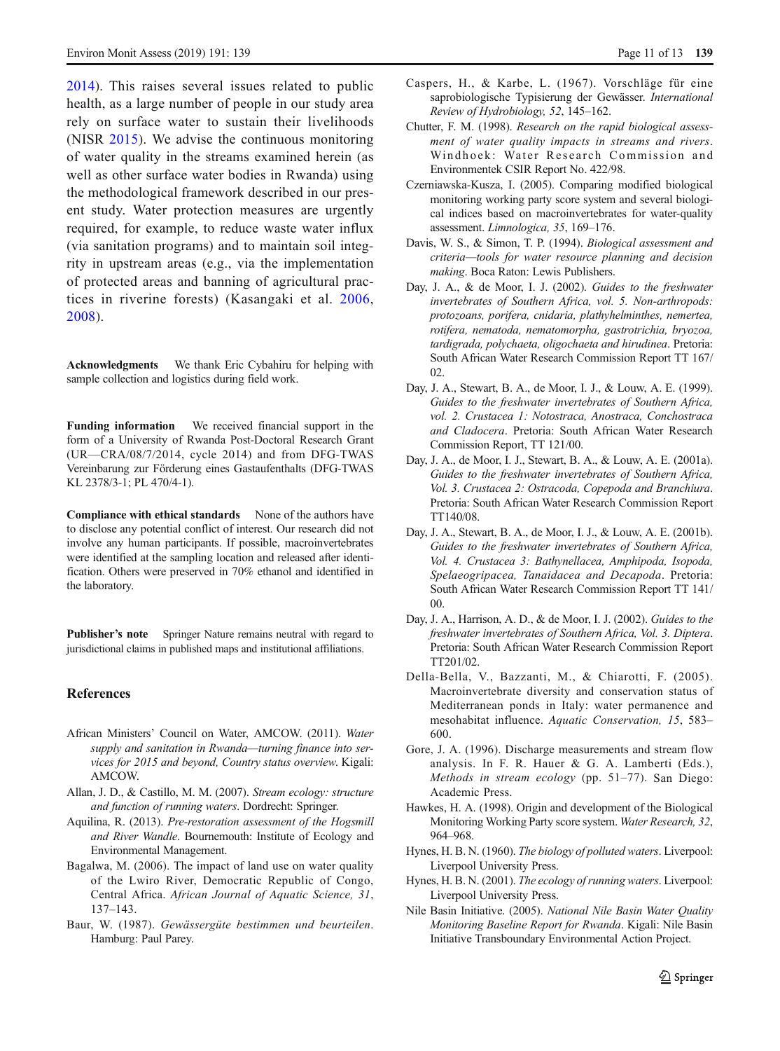2014). This raises several issues related to public health, as a large number of people in our study area rely on surface water to sustain their livelihoods (NISR 2015). We advise the continuous monitoring of water quality in the streams examined herein (as well as other surface water bodies in Rwanda) using the methodological framework described in our present study. Water protection measures are urgently required, for example, to reduce waste water influx (via sanitation programs) and to maintain soil integrity in upstream areas (e.g., via the implementation of protected areas and banning of agricultural practices in riverine forests) (Kasangaki et al. 2006, 2008).

**Acknowledgments** We thank Eric Cybahiru for helping with sample collection and logistics during field work.

**Funding information** We received financial support in the form of a University of Rwanda Post-Doctoral Research Grant (UR—CRA/08/7/2014, cycle 2014) and from DFG-TWAS Vereinbarung zur Förderung eines Gastaufenthalts (DFG-TWAS KL 2378/3-1; PL 470/4-1).

**Compliance with ethical standards** None of the authors have to disclose any potential conflict of interest. Our research did not involve any human participants. If possible, macroinvertebrates were identified at the sampling location and released after identification. Others were preserved in 70% ethanol and identified in the laboratory.

**Publisher's note** Springer Nature remains neutral with regard to jurisdictional claims in published maps and institutional affiliations.

## References

African Ministers' Council on Water, AMCOW. (2011). *Water supply and sanitation in Rwanda—turning finance into services for 2015 and beyond, Country status overview*. Kigali: AMCOW.

Allan, J. D., & Castillo, M. M. (2007). *Stream ecology: structure and function of running waters*. Dordrecht: Springer.

Aquilina, R. (2013). *Pre-restoration assessment of the Hogsmill and River Wandle*. Bournemouth: Institute of Ecology and Environmental Management.

Bagalwa, M. (2006). The impact of land use on water quality of the Lwiro River, Democratic Republic of Congo, Central Africa. *African Journal of Aquatic Science, 31*, 137–143.

Baur, W. (1987). *Gewässergüte bestimmen und beurteilen*. Hamburg: Paul Parey.

Caspers, H., & Karbe, L. (1967). Vorschläge für eine saprobiologische Typisierung der Gewässer. *International Review of Hydrobiology, 52*, 145–162.

Chutter, F. M. (1998). *Research on the rapid biological assessment of water quality impacts in streams and rivers*. Windhoek: Water Research Commission and Environmentek CSIR Report No. 422/98.

Czerniawska-Kusza, I. (2005). Comparing modified biological monitoring working party score system and several biological indices based on macroinvertebrates for water-quality assessment. *Limnologica, 35*, 169–176.

Davis, W. S., & Simon, T. P. (1994). *Biological assessment and criteria—tools for water resource planning and decision making*. Boca Raton: Lewis Publishers.

Day, J. A., & de Moor, I. J. (2002). *Guides to the freshwater invertebrates of Southern Africa, vol. 5. Non-arthropods: protozoans, porifera, cnidaria, plathyhelminthes, nemertea, rotifera, nematoda, nematomorpha, gastrotrichia, bryozoa, tardigrada, polychaeta, oligochaeta and hirudinea*. Pretoria: South African Water Research Commission Report TT 167/02.

Day, J. A., Stewart, B. A., de Moor, I. J., & Louw, A. E. (1999). *Guides to the freshwater invertebrates of Southern Africa, vol. 2. Crustacea 1: Notostraca, Anostraca, Conchostraca and Cladocera*. Pretoria: South African Water Research Commission Report, TT 121/00.

Day, J. A., de Moor, I. J., Stewart, B. A., & Louw, A. E. (2001a). *Guides to the freshwater invertebrates of Southern Africa, Vol. 3. Crustacea 2: Ostracoda, Copepoda and Branchiura*. Pretoria: South African Water Research Commission Report TT140/08.

Day, J. A., Stewart, B. A., de Moor, I. J., & Louw, A. E. (2001b). *Guides to the freshwater invertebrates of Southern Africa, Vol. 4. Crustacea 3: Bathynellacea, Amphipoda, Isopoda, Spelaeogripacea, Tanaidacea and Decapoda*. Pretoria: South African Water Research Commission Report TT 141/00.

Day, J. A., Harrison, A. D., & de Moor, I. J. (2002). *Guides to the freshwater invertebrates of Southern Africa, Vol. 3. Diptera*. Pretoria: South African Water Research Commission Report TT201/02.

Della-Bella, V., Bazzanti, M., & Chiarotti, F. (2005). Macroinvertebrate diversity and conservation status of Mediterranean ponds in Italy: water permanence and mesohabitat influence. *Aquatic Conservation, 15*, 583–600.

Gore, J. A. (1996). Discharge measurements and stream flow analysis. In F. R. Hauer & G. A. Lamberti (Eds.), *Methods in stream ecology* (pp. 51–77). San Diego: Academic Press.

Hawkes, H. A. (1998). Origin and development of the Biological Monitoring Working Party score system. *Water Research, 32*, 964–968.

Hynes, H. B. N. (1960). *The biology of polluted waters*. Liverpool: Liverpool University Press.

Hynes, H. B. N. (2001). *The ecology of running waters*. Liverpool: Liverpool University Press.

Nile Basin Initiative. (2005). *National Nile Basin Water Quality Monitoring Baseline Report for Rwanda*. Kigali: Nile Basin Initiative Transboundary Environmental Action Project.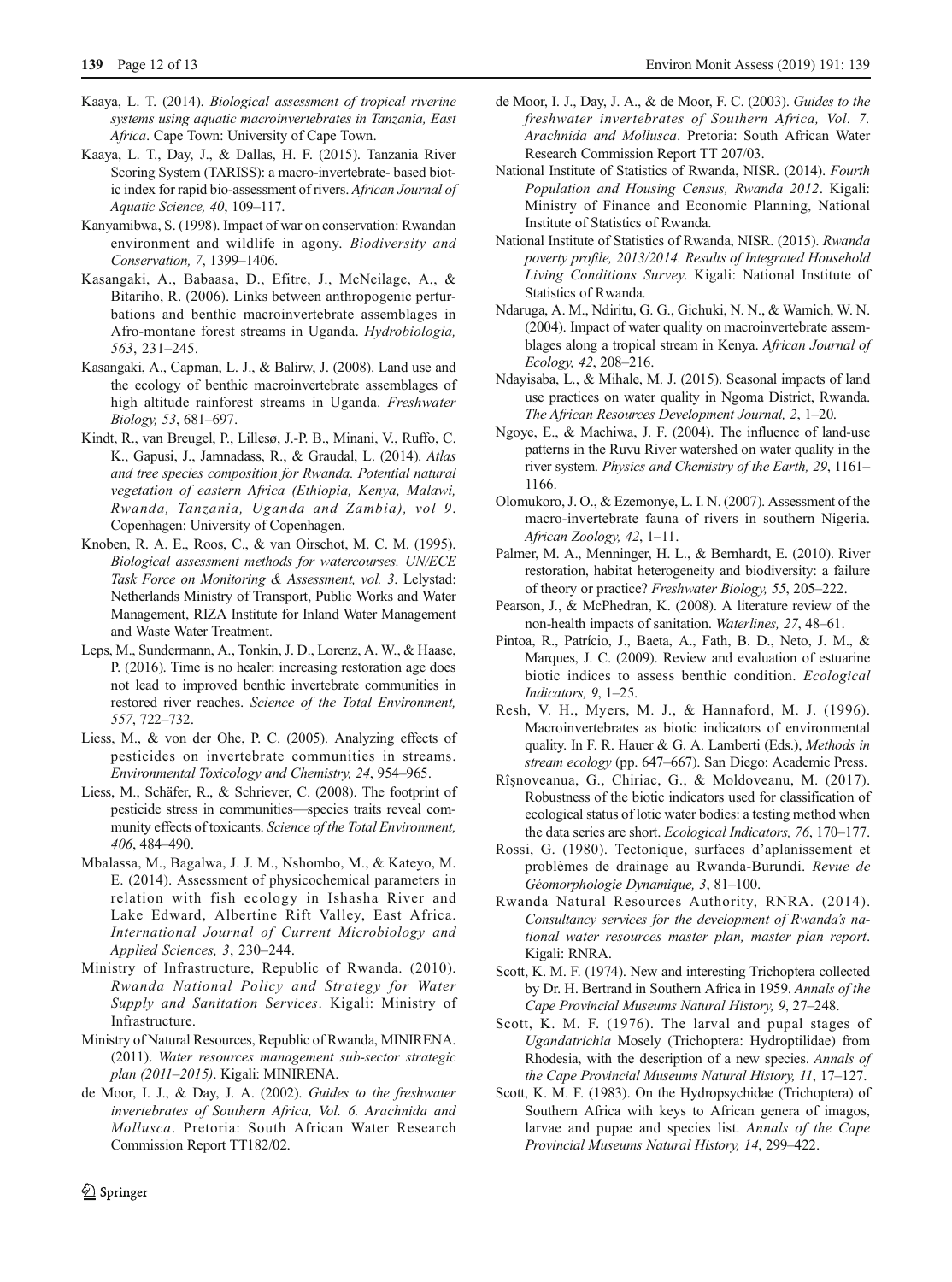Kaaya, L. T. (2014). *Biological assessment of tropical riverine systems using aquatic macroinvertebrates in Tanzania, East Africa*. Cape Town: University of Cape Town.

Kaaya, L. T., Day, J., & Dallas, H. F. (2015). Tanzania River Scoring System (TARISS): a macro-invertebrate- based biotic index for rapid bio-assessment of rivers. *African Journal of Aquatic Science, 40*, 109–117.

Kanyamibwa, S. (1998). Impact of war on conservation: Rwandan environment and wildlife in agony. *Biodiversity and Conservation, 7*, 1399–1406.

Kasangaki, A., Babaasa, D., Efitre, J., McNeilage, A., & Bitariho, R. (2006). Links between anthropogenic perturbations and benthic macroinvertebrate assemblages in Afro-montane forest streams in Uganda. *Hydrobiologia, 563*, 231–245.

Kasangaki, A., Capman, L. J., & Balirw, J. (2008). Land use and the ecology of benthic macroinvertebrate assemblages of high altitude rainforest streams in Uganda. *Freshwater Biology, 53*, 681–697.

Kindt, R., van Breugel, P., Lillesø, J.-P. B., Minani, V., Ruffo, C. K., Gapusi, J., Jamnadass, R., & Graudal, L. (2014). *Atlas and tree species composition for Rwanda. Potential natural vegetation of eastern Africa (Ethiopia, Kenya, Malawi, Rwanda, Tanzania, Uganda and Zambia), vol 9*. Copenhagen: University of Copenhagen.

Knoben, R. A. E., Roos, C., & van Oirschot, M. C. M. (1995). *Biological assessment methods for watercourses. UN/ECE Task Force on Monitoring & Assessment, vol. 3*. Lelystad: Netherlands Ministry of Transport, Public Works and Water Management, RIZA Institute for Inland Water Management and Waste Water Treatment.

Leps, M., Sundermann, A., Tonkin, J. D., Lorenz, A. W., & Haase, P. (2016). Time is no healer: increasing restoration age does not lead to improved benthic invertebrate communities in restored river reaches. *Science of the Total Environment, 557*, 722–732.

Liess, M., & von der Ohe, P. C. (2005). Analyzing effects of pesticides on invertebrate communities in streams. *Environmental Toxicology and Chemistry, 24*, 954–965.

Liess, M., Schäfer, R., & Schriever, C. (2008). The footprint of pesticide stress in communities—species traits reveal community effects of toxicants. *Science of the Total Environment, 406*, 484–490.

Mbalassa, M., Bagalwa, J. J. M., Nshombo, M., & Kateyo, M. E. (2014). Assessment of physicochemical parameters in relation with fish ecology in Ishasha River and Lake Edward, Albertine Rift Valley, East Africa. *International Journal of Current Microbiology and Applied Sciences, 3*, 230–244.

Ministry of Infrastructure, Republic of Rwanda. (2010). *Rwanda National Policy and Strategy for Water Supply and Sanitation Services*. Kigali: Ministry of Infrastructure.

Ministry of Natural Resources, Republic of Rwanda, MINIRENA. (2011). *Water resources management sub-sector strategic plan (2011–2015)*. Kigali: MINIRENA.

de Moor, I. J., & Day, J. A. (2002). *Guides to the freshwater invertebrates of Southern Africa, Vol. 6. Arachnida and Mollusca*. Pretoria: South African Water Research Commission Report TT182/02.

de Moor, I. J., Day, J. A., & de Moor, F. C. (2003). *Guides to the freshwater invertebrates of Southern Africa, Vol. 7. Arachnida and Mollusca*. Pretoria: South African Water Research Commission Report TT 207/03.

National Institute of Statistics of Rwanda, NISR. (2014). *Fourth Population and Housing Census, Rwanda 2012*. Kigali: Ministry of Finance and Economic Planning, National Institute of Statistics of Rwanda.

National Institute of Statistics of Rwanda, NISR. (2015). *Rwanda poverty profile, 2013/2014. Results of Integrated Household Living Conditions Survey*. Kigali: National Institute of Statistics of Rwanda.

Ndaruga, A. M., Ndiritu, G. G., Gichuki, N. N., & Wamich, W. N. (2004). Impact of water quality on macroinvertebrate assemblages along a tropical stream in Kenya. *African Journal of Ecology, 42*, 208–216.

Ndayisaba, L., & Mihale, M. J. (2015). Seasonal impacts of land use practices on water quality in Ngoma District, Rwanda. *The African Resources Development Journal, 2*, 1–20.

Ngoye, E., & Machiwa, J. F. (2004). The influence of land-use patterns in the Ruvu River watershed on water quality in the river system. *Physics and Chemistry of the Earth, 29*, 1161–1166.

Olomukoro, J. O., & Ezemonye, L. I. N. (2007). Assessment of the macro-invertebrate fauna of rivers in southern Nigeria. *African Zoology, 42*, 1–11.

Palmer, M. A., Menninger, H. L., & Bernhardt, E. (2010). River restoration, habitat heterogeneity and biodiversity: a failure of theory or practice? *Freshwater Biology, 55*, 205–222.

Pearson, J., & McPhedran, K. (2008). A literature review of the non-health impacts of sanitation. *Waterlines, 27*, 48–61.

Pintoa, R., Patrício, J., Baeta, A., Fath, B. D., Neto, J. M., & Marques, J. C. (2009). Review and evaluation of estuarine biotic indices to assess benthic condition. *Ecological Indicators, 9*, 1–25.

Resh, V. H., Myers, M. J., & Hannaford, M. J. (1996). Macroinvertebrates as biotic indicators of environmental quality. In F. R. Hauer & G. A. Lamberti (Eds.), *Methods in stream ecology* (pp. 647–667). San Diego: Academic Press.

Rîşnoveanua, G., Chiriac, G., & Moldoveanu, M. (2017). Robustness of the biotic indicators used for classification of ecological status of lotic water bodies: a testing method when the data series are short. *Ecological Indicators, 76*, 170–177.

Rossi, G. (1980). Tectonique, surfaces d'aplanissement et problèmes de drainage au Rwanda-Burundi. *Revue de Géomorphologie Dynamique, 3*, 81–100.

Rwanda Natural Resources Authority, RNRA. (2014). *Consultancy services for the development of Rwanda's national water resources master plan, master plan report*. Kigali: RNRA.

Scott, K. M. F. (1974). New and interesting Trichoptera collected by Dr. H. Bertrand in Southern Africa in 1959. *Annals of the Cape Provincial Museums Natural History, 9*, 27–248.

Scott, K. M. F. (1976). The larval and pupal stages of *Ugandatrichia* Mosely (Trichoptera: Hydroptilidae) from Rhodesia, with the description of a new species. *Annals of the Cape Provincial Museums Natural History, 11*, 17–127.

Scott, K. M. F. (1983). On the Hydropsychidae (Trichoptera) of Southern Africa with keys to African genera of imagos, larvae and pupae and species list. *Annals of the Cape Provincial Museums Natural History, 14*, 299–422.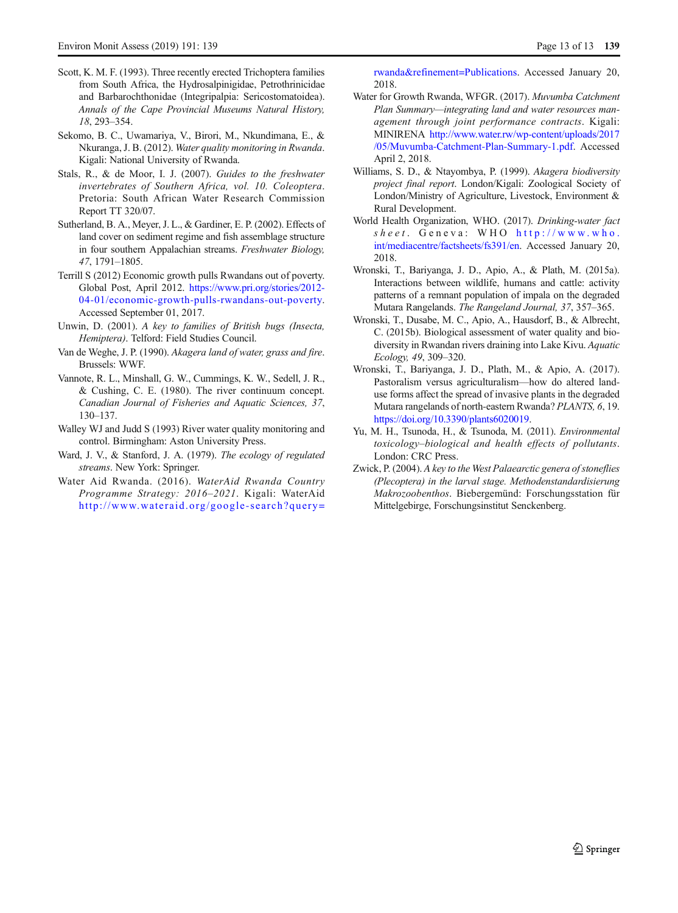Scott, K. M. F. (1993). Three recently erected Trichoptera families from South Africa, the Hydrosalpinigidae, Petrothrinicidae and Barbarochthonidae (Integripalpia: Sericostomatoidea). *Annals of the Cape Provincial Museums Natural History, 18*, 293–354.

Sekomo, B. C., Uwamariya, V., Birori, M., Nkundimana, E., & Nkuranga, J. B. (2012). *Water quality monitoring in Rwanda*. Kigali: National University of Rwanda.

Stals, R., & de Moor, I. J. (2007). *Guides to the freshwater invertebrates of Southern Africa, vol. 10. Coleoptera*. Pretoria: South African Water Research Commission Report TT 320/07.

Sutherland, B. A., Meyer, J. L., & Gardiner, E. P. (2002). Effects of land cover on sediment regime and fish assemblage structure in four southern Appalachian streams. *Freshwater Biology, 47*, 1791–1805.

Terrill S (2012) Economic growth pulls Rwandans out of poverty. Global Post, April 2012. https://www.pri.org/stories/2012-04-01/economic-growth-pulls-rwandans-out-poverty. Accessed September 01, 2017.

Unwin, D. (2001). *A key to families of British bugs (Insecta, Hemiptera)*. Telford: Field Studies Council.

Van de Weghe, J. P. (1990). *Akagera land of water, grass and fire*. Brussels: WWF.

Vannote, R. L., Minshall, G. W., Cummings, K. W., Sedell, J. R., & Cushing, C. E. (1980). The river continuum concept. *Canadian Journal of Fisheries and Aquatic Sciences, 37*, 130–137.

Walley WJ and Judd S (1993) River water quality monitoring and control. Birmingham: Aston University Press.

Ward, J. V., & Stanford, J. A. (1979). *The ecology of regulated streams*. New York: Springer.

Water Aid Rwanda. (2016). *WaterAid Rwanda Country Programme Strategy: 2016–2021*. Kigali: WaterAid http://www.wateraid.org/google-search?query=rwanda&refinement=Publications. Accessed January 20, 2018.

Water for Growth Rwanda, WFGR. (2017). *Muvumba Catchment Plan Summary—integrating land and water resources management through joint performance contracts*. Kigali: MINIRENA http://www.water.rw/wp-content/uploads/2017/05/Muvumba-Catchment-Plan-Summary-1.pdf. Accessed April 2, 2018.

Williams, S. D., & Ntayombya, P. (1999). *Akagera biodiversity project final report*. London/Kigali: Zoological Society of London/Ministry of Agriculture, Livestock, Environment & Rural Development.

World Health Organization, WHO. (2017). *Drinking-water fact sheet*. Geneva: WHO http://www.who.int/mediacentre/factsheets/fs391/en. Accessed January 20, 2018.

Wronski, T., Bariyanga, J. D., Apio, A., & Plath, M. (2015a). Interactions between wildlife, humans and cattle: activity patterns of a remnant population of impala on the degraded Mutara Rangelands. *The Rangeland Journal, 37*, 357–365.

Wronski, T., Dusabe, M. C., Apio, A., Hausdorf, B., & Albrecht, C. (2015b). Biological assessment of water quality and biodiversity in Rwandan rivers draining into Lake Kivu. *Aquatic Ecology, 49*, 309–320.

Wronski, T., Bariyanga, J. D., Plath, M., & Apio, A. (2017). Pastoralism versus agriculturalism—how do altered land-use forms affect the spread of invasive plants in the degraded Mutara rangelands of north-eastern Rwanda? *PLANTS, 6*, 19. https://doi.org/10.3390/plants6020019.

Yu, M. H., Tsunoda, H., & Tsunoda, M. (2011). *Environmental toxicology–biological and health effects of pollutants*. London: CRC Press.

Zwick, P. (2004). *A key to the West Palaearctic genera of stoneflies (Plecoptera) in the larval stage. Methodenstandardisierung Makrozoobenthos*. Biebergemünd: Forschungsstation für Mittelgebirge, Forschungsinstitut Senckenberg.